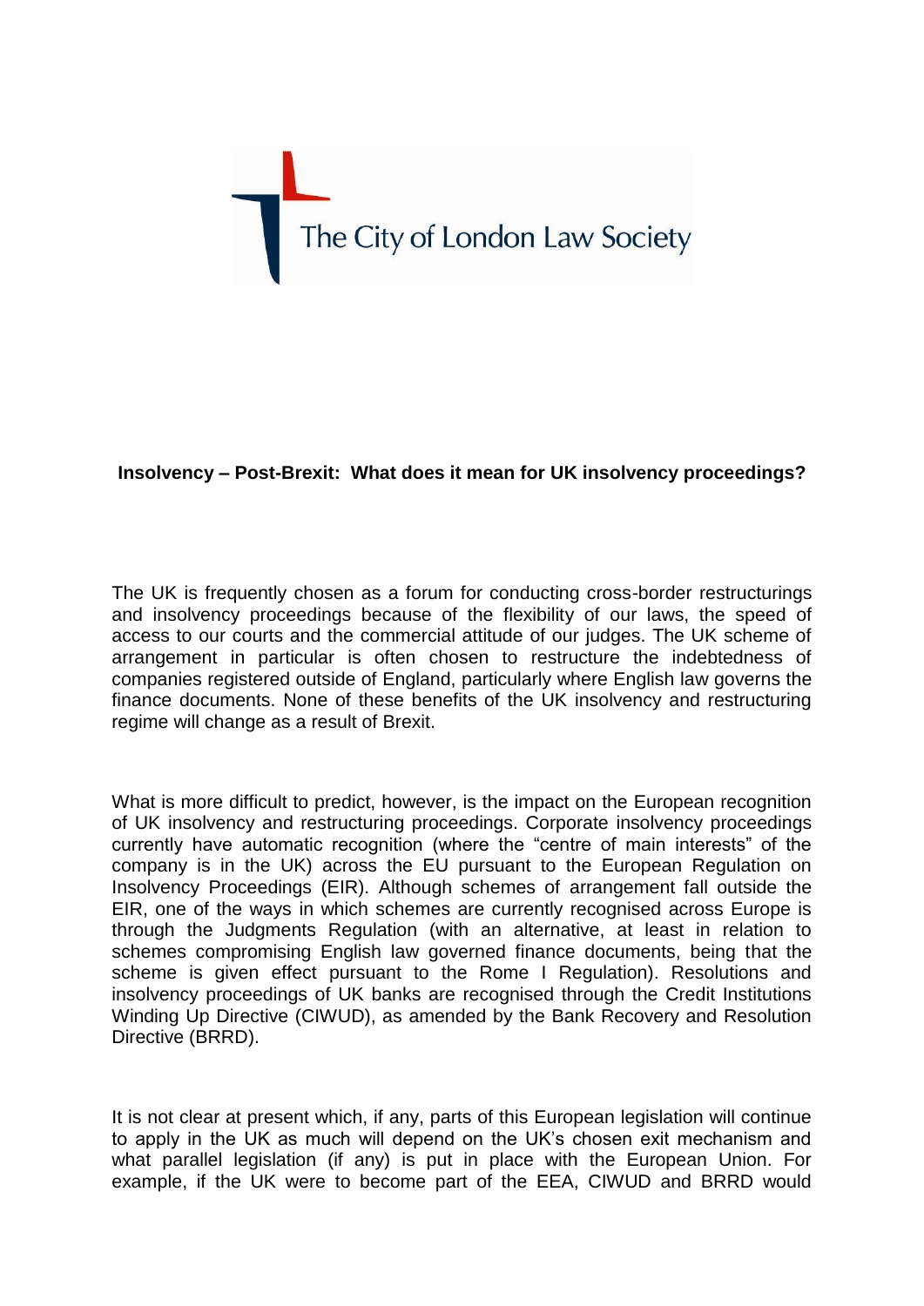The City of London Law Society

**Insolvency – Post-Brexit: What does it mean for UK insolvency proceedings?**

The UK is frequently chosen as a forum for conducting cross-border restructurings and insolvency proceedings because of the flexibility of our laws, the speed of access to our courts and the commercial attitude of our judges. The UK scheme of arrangement in particular is often chosen to restructure the indebtedness of companies registered outside of England, particularly where English law governs the finance documents. None of these benefits of the UK insolvency and restructuring regime will change as a result of Brexit.

What is more difficult to predict, however, is the impact on the European recognition of UK insolvency and restructuring proceedings. Corporate insolvency proceedings currently have automatic recognition (where the "centre of main interests" of the company is in the UK) across the EU pursuant to the European Regulation on Insolvency Proceedings (EIR). Although schemes of arrangement fall outside the EIR, one of the ways in which schemes are currently recognised across Europe is through the Judgments Regulation (with an alternative, at least in relation to schemes compromising English law governed finance documents, being that the scheme is given effect pursuant to the Rome I Regulation). Resolutions and insolvency proceedings of UK banks are recognised through the Credit Institutions Winding Up Directive (CIWUD), as amended by the Bank Recovery and Resolution Directive (BRRD).

It is not clear at present which, if any, parts of this European legislation will continue to apply in the UK as much will depend on the UK's chosen exit mechanism and what parallel legislation (if any) is put in place with the European Union. For example, if the UK were to become part of the EEA, CIWUD and BRRD would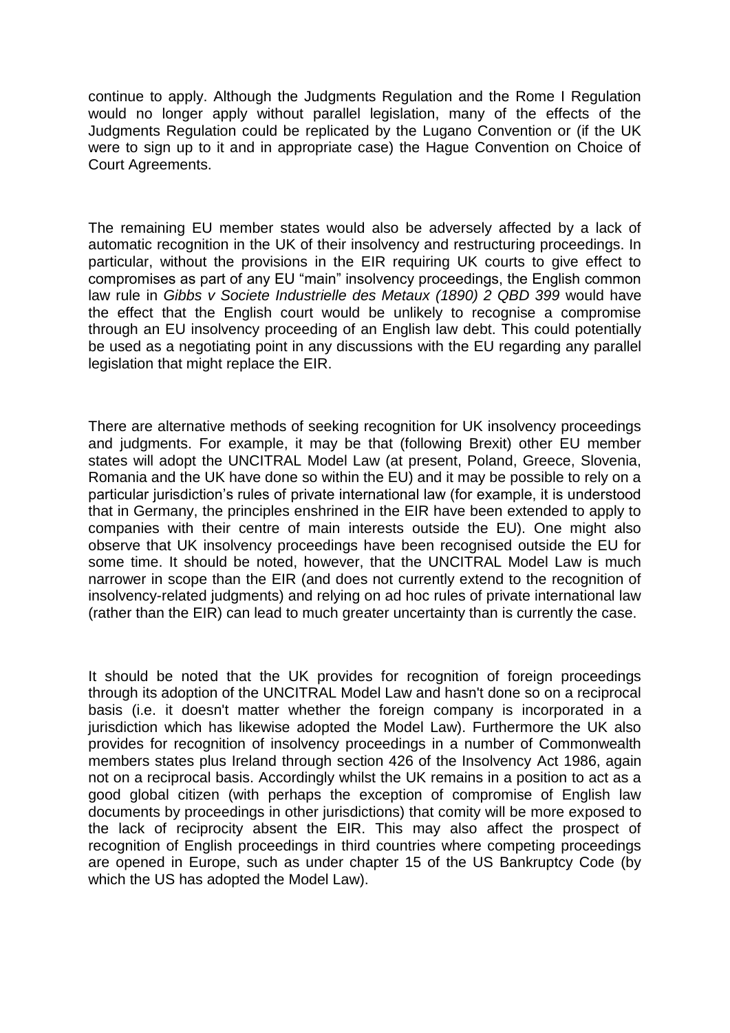continue to apply. Although the Judgments Regulation and the Rome I Regulation would no longer apply without parallel legislation, many of the effects of the Judgments Regulation could be replicated by the Lugano Convention or (if the UK were to sign up to it and in appropriate case) the Hague Convention on Choice of Court Agreements.

The remaining EU member states would also be adversely affected by a lack of automatic recognition in the UK of their insolvency and restructuring proceedings. In particular, without the provisions in the EIR requiring UK courts to give effect to compromises as part of any EU "main" insolvency proceedings, the English common law rule in *Gibbs v Societe Industrielle des Metaux (1890) 2 QBD 399* would have the effect that the English court would be unlikely to recognise a compromise through an EU insolvency proceeding of an English law debt. This could potentially be used as a negotiating point in any discussions with the EU regarding any parallel legislation that might replace the EIR.

There are alternative methods of seeking recognition for UK insolvency proceedings and judgments. For example, it may be that (following Brexit) other EU member states will adopt the UNCITRAL Model Law (at present, Poland, Greece, Slovenia, Romania and the UK have done so within the EU) and it may be possible to rely on a particular jurisdiction's rules of private international law (for example, it is understood that in Germany, the principles enshrined in the EIR have been extended to apply to companies with their centre of main interests outside the EU). One might also observe that UK insolvency proceedings have been recognised outside the EU for some time. It should be noted, however, that the UNCITRAL Model Law is much narrower in scope than the EIR (and does not currently extend to the recognition of insolvency-related judgments) and relying on ad hoc rules of private international law (rather than the EIR) can lead to much greater uncertainty than is currently the case.

It should be noted that the UK provides for recognition of foreign proceedings through its adoption of the UNCITRAL Model Law and hasn't done so on a reciprocal basis (i.e. it doesn't matter whether the foreign company is incorporated in a jurisdiction which has likewise adopted the Model Law). Furthermore the UK also provides for recognition of insolvency proceedings in a number of Commonwealth members states plus Ireland through section 426 of the Insolvency Act 1986, again not on a reciprocal basis. Accordingly whilst the UK remains in a position to act as a good global citizen (with perhaps the exception of compromise of English law documents by proceedings in other jurisdictions) that comity will be more exposed to the lack of reciprocity absent the EIR. This may also affect the prospect of recognition of English proceedings in third countries where competing proceedings are opened in Europe, such as under chapter 15 of the US Bankruptcy Code (by which the US has adopted the Model Law).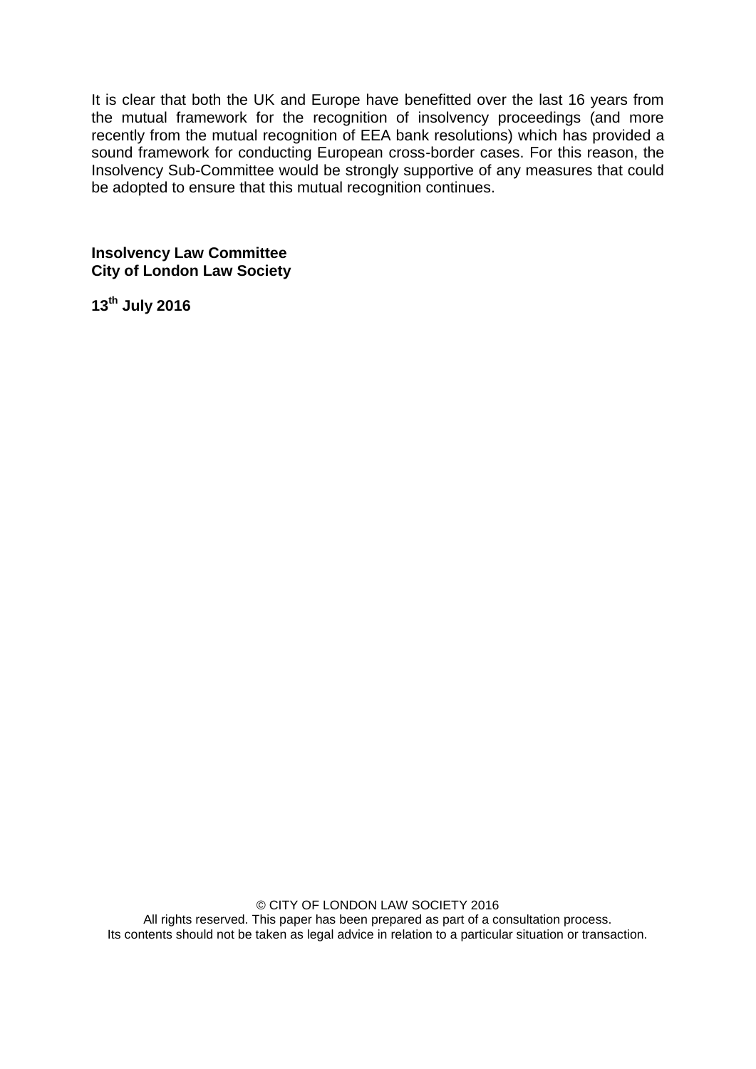It is clear that both the UK and Europe have benefitted over the last 16 years from the mutual framework for the recognition of insolvency proceedings (and more recently from the mutual recognition of EEA bank resolutions) which has provided a sound framework for conducting European cross-border cases. For this reason, the Insolvency Sub-Committee would be strongly supportive of any measures that could be adopted to ensure that this mutual recognition continues.

**Insolvency Law Committee**
**City of London Law Society**

**13th July 2016**

© CITY OF LONDON LAW SOCIETY 2016
All rights reserved. This paper has been prepared as part of a consultation process.
Its contents should not be taken as legal advice in relation to a particular situation or transaction.